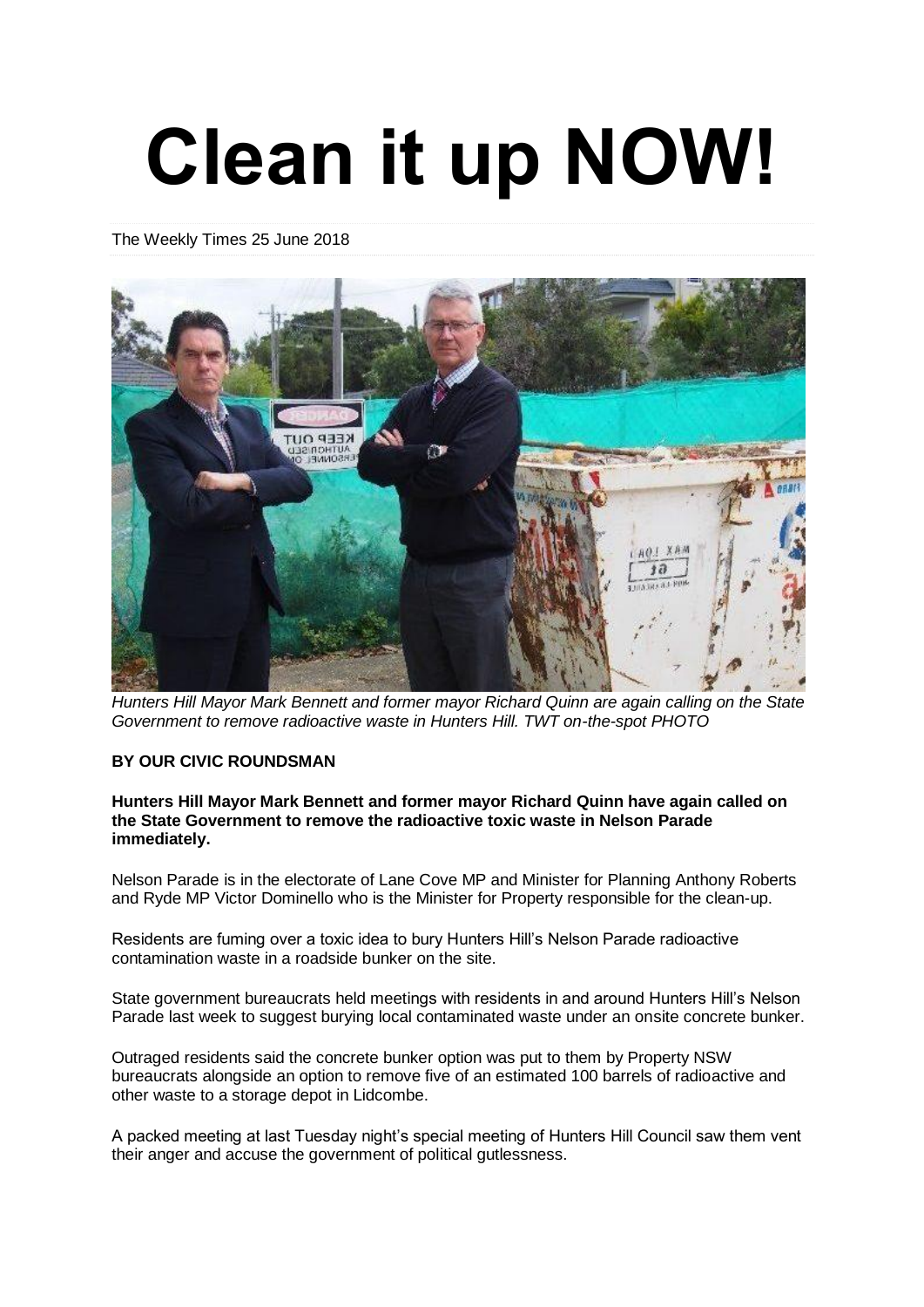# Clean it up NOW!

The Weekly Times 25 June 2018

*Hunters Hill Mayor Mark Bennett and former mayor Richard Quinn are again calling on the State Government to remove radioactive waste in Hunters Hill. TWT on-the-spot PHOTO*

**BY OUR CIVIC ROUNDSMAN**

**Hunters Hill Mayor Mark Bennett and former mayor Richard Quinn have again called on the State Government to remove the radioactive toxic waste in Nelson Parade immediately.**

Nelson Parade is in the electorate of Lane Cove MP and Minister for Planning Anthony Roberts and Ryde MP Victor Dominello who is the Minister for Property responsible for the clean-up.

Residents are fuming over a toxic idea to bury Hunters Hill's Nelson Parade radioactive contamination waste in a roadside bunker on the site.

State government bureaucrats held meetings with residents in and around Hunters Hill's Nelson Parade last week to suggest burying local contaminated waste under an onsite concrete bunker.

Outraged residents said the concrete bunker option was put to them by Property NSW bureaucrats alongside an option to remove five of an estimated 100 barrels of radioactive and other waste to a storage depot in Lidcombe.

A packed meeting at last Tuesday night's special meeting of Hunters Hill Council saw them vent their anger and accuse the government of political gutlessness.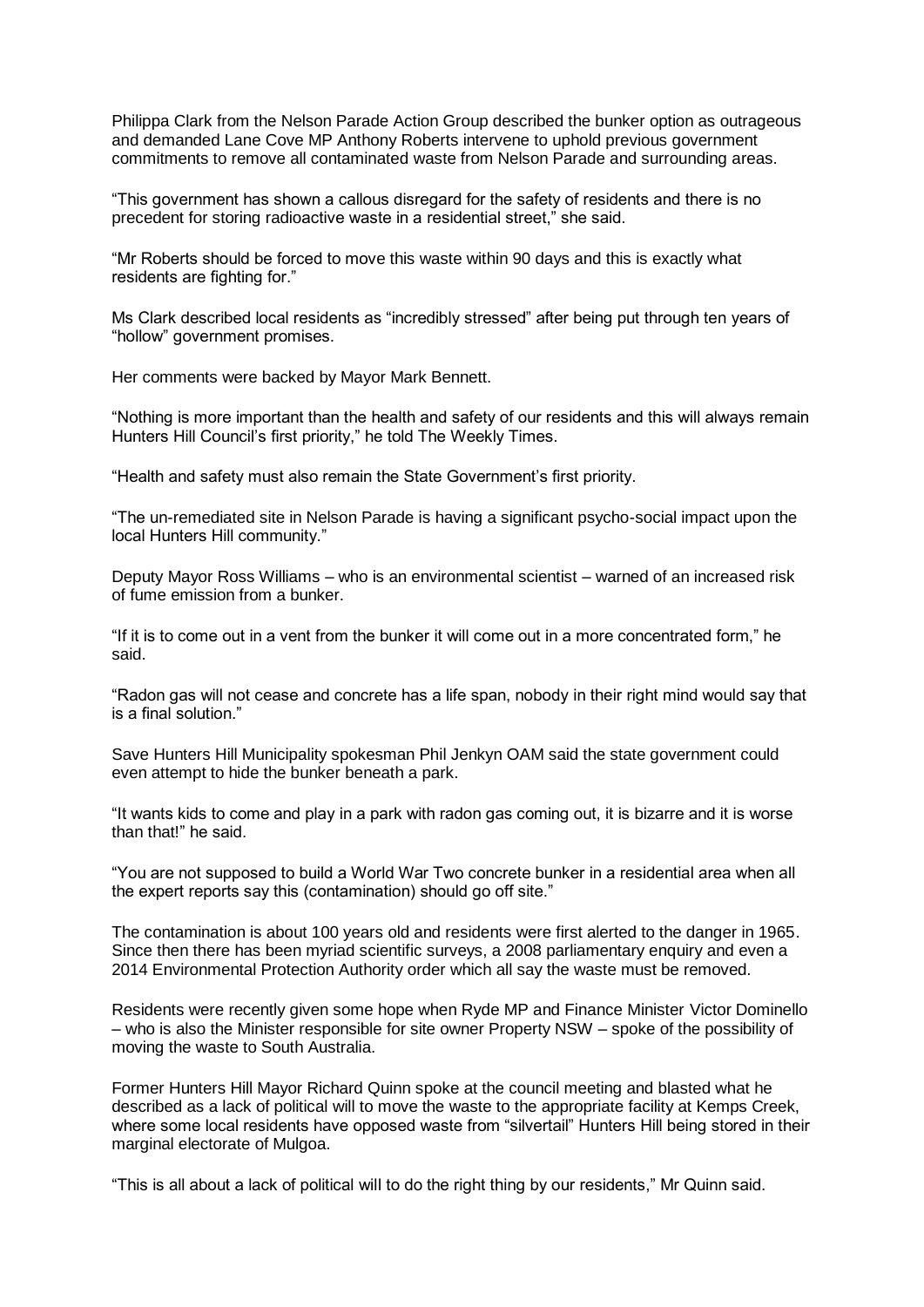Philippa Clark from the Nelson Parade Action Group described the bunker option as outrageous and demanded Lane Cove MP Anthony Roberts intervene to uphold previous government commitments to remove all contaminated waste from Nelson Parade and surrounding areas.

“This government has shown a callous disregard for the safety of residents and there is no precedent for storing radioactive waste in a residential street,” she said.

“Mr Roberts should be forced to move this waste within 90 days and this is exactly what residents are fighting for.”

Ms Clark described local residents as “incredibly stressed” after being put through ten years of “hollow” government promises.

Her comments were backed by Mayor Mark Bennett.

“Nothing is more important than the health and safety of our residents and this will always remain Hunters Hill Council’s first priority,” he told The Weekly Times.

“Health and safety must also remain the State Government’s first priority.

“The un-remediated site in Nelson Parade is having a significant psycho-social impact upon the local Hunters Hill community.”

Deputy Mayor Ross Williams – who is an environmental scientist – warned of an increased risk of fume emission from a bunker.

“If it is to come out in a vent from the bunker it will come out in a more concentrated form,” he said.

“Radon gas will not cease and concrete has a life span, nobody in their right mind would say that is a final solution.”

Save Hunters Hill Municipality spokesman Phil Jenkyn OAM said the state government could even attempt to hide the bunker beneath a park.

“It wants kids to come and play in a park with radon gas coming out, it is bizarre and it is worse than that!” he said.

“You are not supposed to build a World War Two concrete bunker in a residential area when all the expert reports say this (contamination) should go off site.”

The contamination is about 100 years old and residents were first alerted to the danger in 1965. Since then there has been myriad scientific surveys, a 2008 parliamentary enquiry and even a 2014 Environmental Protection Authority order which all say the waste must be removed.

Residents were recently given some hope when Ryde MP and Finance Minister Victor Dominello – who is also the Minister responsible for site owner Property NSW – spoke of the possibility of moving the waste to South Australia.

Former Hunters Hill Mayor Richard Quinn spoke at the council meeting and blasted what he described as a lack of political will to move the waste to the appropriate facility at Kemps Creek, where some local residents have opposed waste from “silvertail” Hunters Hill being stored in their marginal electorate of Mulgoa.

“This is all about a lack of political will to do the right thing by our residents,” Mr Quinn said.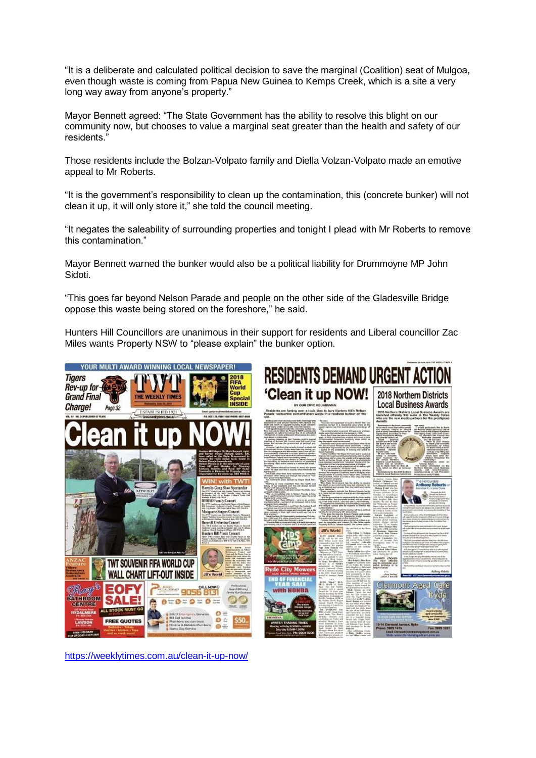"It is a deliberate and calculated political decision to save the marginal (Coalition) seat of Mulgoa, even though waste is coming from Papua New Guinea to Kemps Creek, which is a site a very long way away from anyone's property."

Mayor Bennett agreed: "The State Government has the ability to resolve this blight on our community now, but chooses to value a marginal seat greater than the health and safety of our residents."

Those residents include the Bolzan-Volpato family and Diella Volzan-Volpato made an emotive appeal to Mr Roberts.

"It is the government's responsibility to clean up the contamination, this (concrete bunker) will not clean it up, it will only store it," she told the council meeting.

"It negates the saleability of surrounding properties and tonight I plead with Mr Roberts to remove this contamination."

Mayor Bennett warned the bunker would also be a political liability for Drummoyne MP John Sidoti.

"This goes far beyond Nelson Parade and people on the other side of the Gladesville Bridge oppose this waste being stored on the foreshore," he said.

Hunters Hill Councillors are unanimous in their support for residents and Liberal councillor Zac Miles wants Property NSW to "please explain" the bunker option.

https://weeklytimes.com.au/clean-it-up-now/